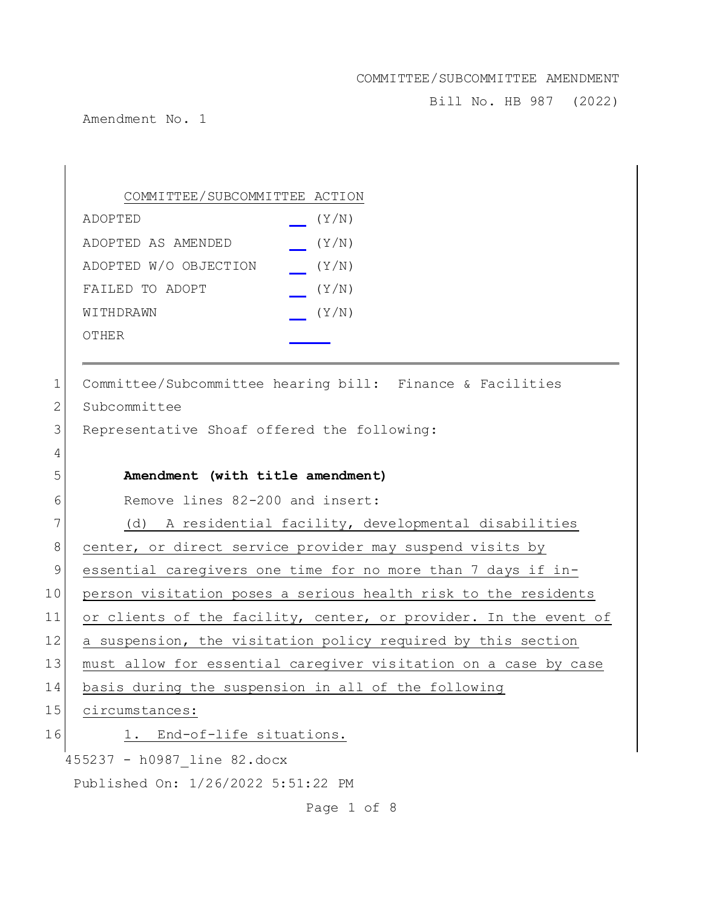COMMITTEE/SUBCOMMITTEE AMENDMENT

Bill No. HB 987 (2022)

Amendment No. 1

COMMITTEE/SUBCOMMITTEE ACTION

| | |
|---|---|
| ADOPTED | __ (Y/N) |
| ADOPTED AS AMENDED | __ (Y/N) |
| ADOPTED W/O OBJECTION | __ (Y/N) |
| FAILED TO ADOPT | __ (Y/N) |
| WITHDRAWN | __ (Y/N) |
| OTHER | ____ |

---

1 Committee/Subcommittee hearing bill: Finance & Facilities
2 Subcommittee
3 Representative Shoaf offered the following:
4
5 **Amendment (with title amendment)**
6 Remove lines 82-200 and insert:
7 (d) A residential facility, developmental disabilities
8 center, or direct service provider may suspend visits by
9 essential caregivers one time for no more than 7 days if in-
10 person visitation poses a serious health risk to the residents
11 or clients of the facility, center, or provider. In the event of
12 a suspension, the visitation policy required by this section
13 must allow for essential caregiver visitation on a case by case
14 basis during the suspension in all of the following
15 circumstances:
16 1. End-of-life situations.

455237 - h0987_line 82.docx

Published On: 1/26/2022 5:51:22 PM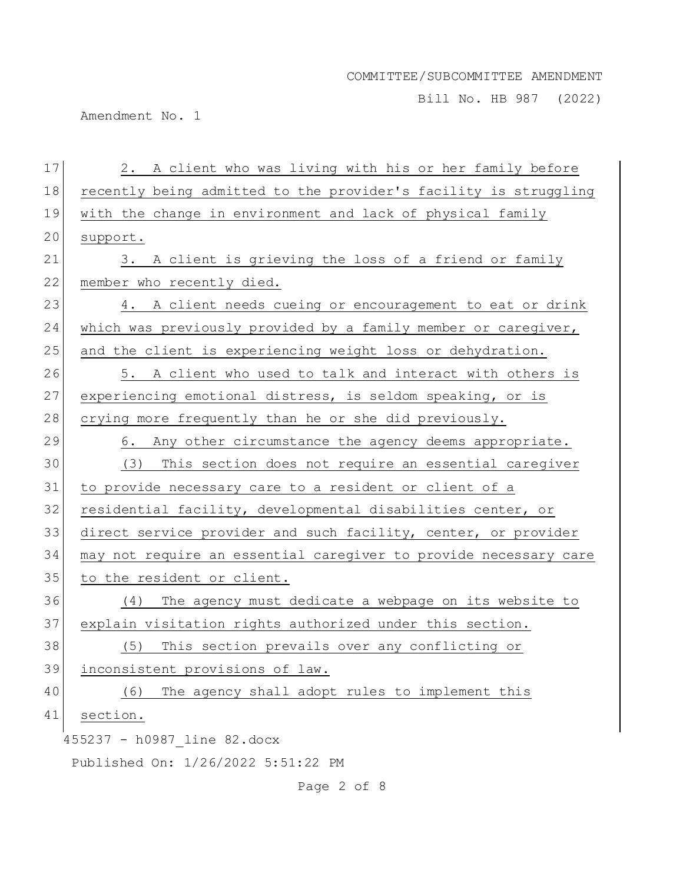2. A client who was living with his or her family before recently being admitted to the provider's facility is struggling with the change in environment and lack of physical family support.

3. A client is grieving the loss of a friend or family member who recently died.

4. A client needs cueing or encouragement to eat or drink which was previously provided by a family member or caregiver, and the client is experiencing weight loss or dehydration.

5. A client who used to talk and interact with others is experiencing emotional distress, is seldom speaking, or is crying more frequently than he or she did previously.

6. Any other circumstance the agency deems appropriate.

(3) This section does not require an essential caregiver to provide necessary care to a resident or client of a residential facility, developmental disabilities center, or direct service provider and such facility, center, or provider may not require an essential caregiver to provide necessary care to the resident or client.

(4) The agency must dedicate a webpage on its website to explain visitation rights authorized under this section.

(5) This section prevails over any conflicting or inconsistent provisions of law.

(6) The agency shall adopt rules to implement this section.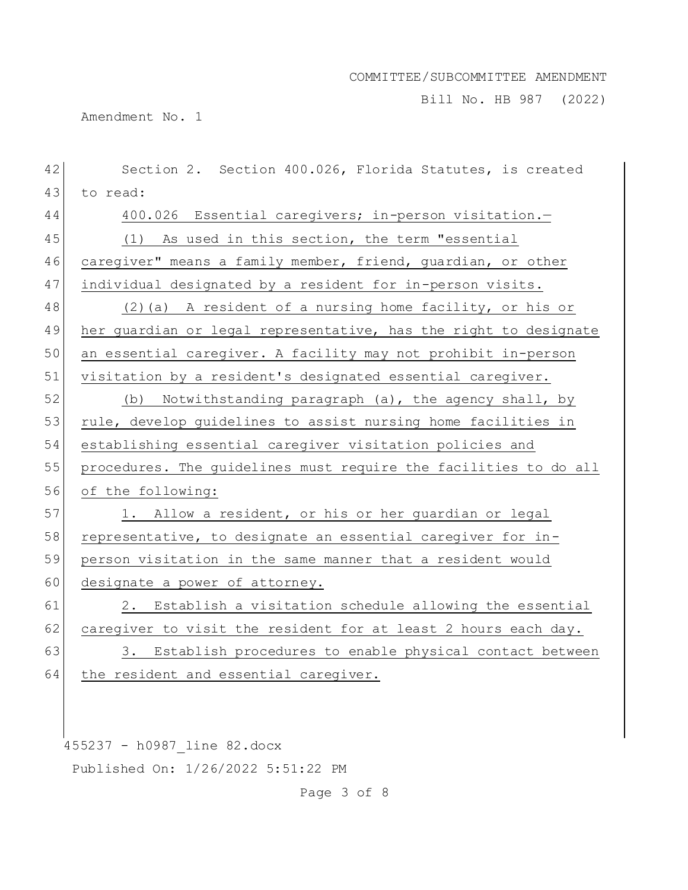Section 2. Section 400.026, Florida Statutes, is created to read:

400.026 Essential caregivers; in-person visitation.—

(1) As used in this section, the term "essential caregiver" means a family member, friend, guardian, or other individual designated by a resident for in-person visits.

(2)(a) A resident of a nursing home facility, or his or her guardian or legal representative, has the right to designate an essential caregiver. A facility may not prohibit in-person visitation by a resident's designated essential caregiver.

(b) Notwithstanding paragraph (a), the agency shall, by rule, develop guidelines to assist nursing home facilities in establishing essential caregiver visitation policies and procedures. The guidelines must require the facilities to do all of the following:

1. Allow a resident, or his or her guardian or legal representative, to designate an essential caregiver for in-person visitation in the same manner that a resident would designate a power of attorney.

2. Establish a visitation schedule allowing the essential caregiver to visit the resident for at least 2 hours each day.

3. Establish procedures to enable physical contact between the resident and essential caregiver.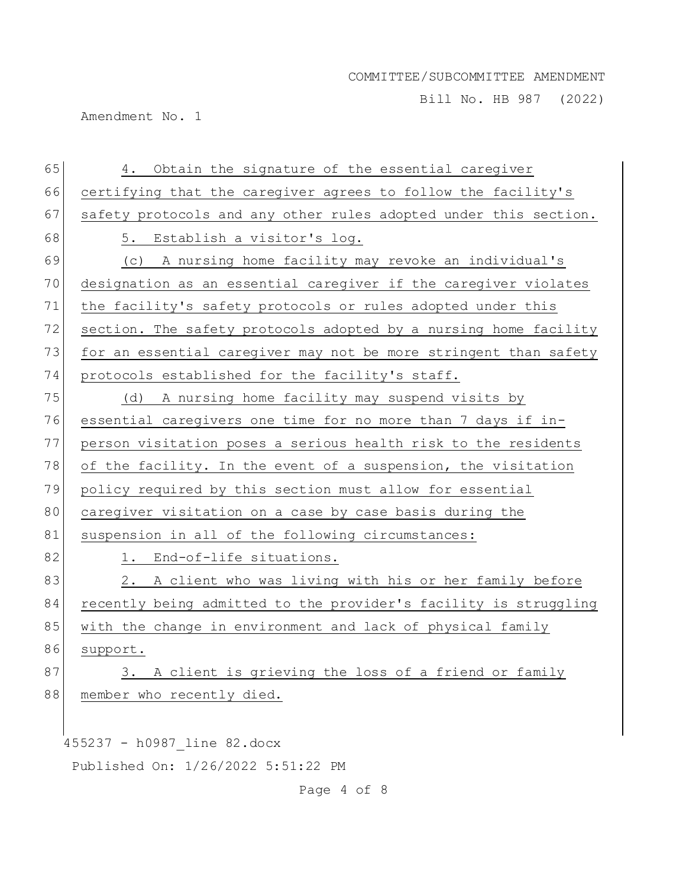4. Obtain the signature of the essential caregiver certifying that the caregiver agrees to follow the facility's safety protocols and any other rules adopted under this section.

5. Establish a visitor's log.

(c) A nursing home facility may revoke an individual's designation as an essential caregiver if the caregiver violates the facility's safety protocols or rules adopted under this section. The safety protocols adopted by a nursing home facility for an essential caregiver may not be more stringent than safety protocols established for the facility's staff.

(d) A nursing home facility may suspend visits by essential caregivers one time for no more than 7 days if in-person visitation poses a serious health risk to the residents of the facility. In the event of a suspension, the visitation policy required by this section must allow for essential caregiver visitation on a case by case basis during the suspension in all of the following circumstances:

1. End-of-life situations.

2. A client who was living with his or her family before recently being admitted to the provider's facility is struggling with the change in environment and lack of physical family support.

3. A client is grieving the loss of a friend or family member who recently died.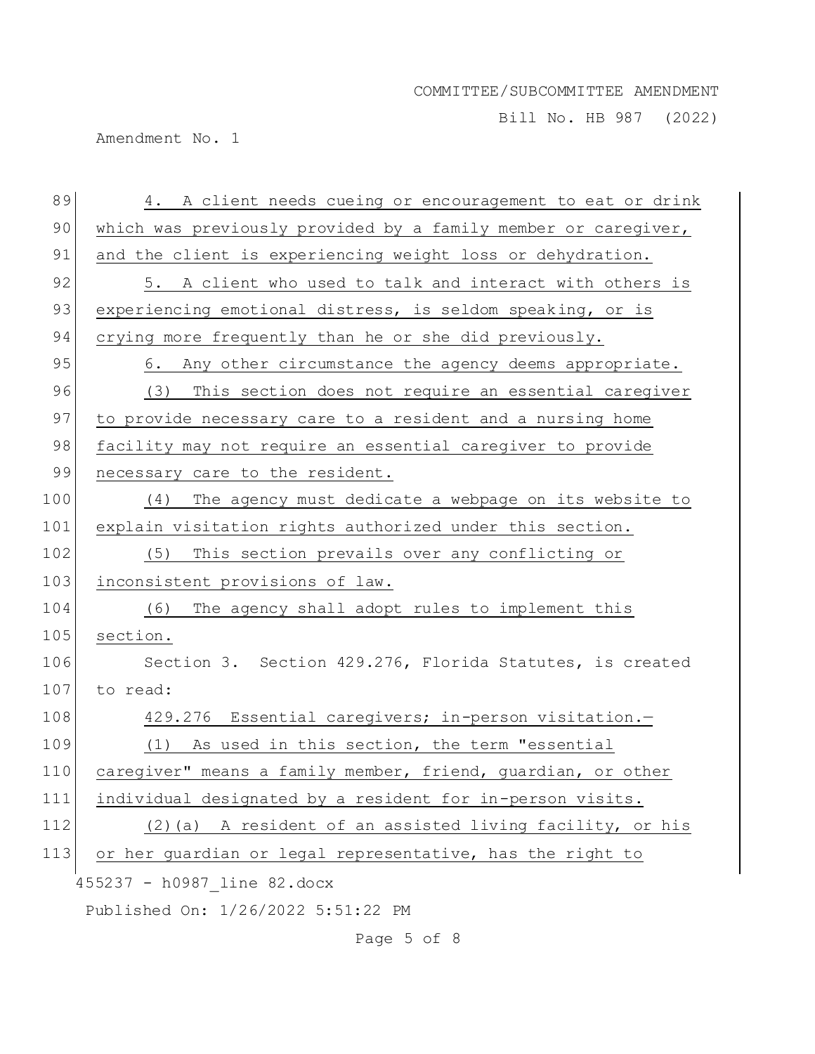4. A client needs cueing or encouragement to eat or drink which was previously provided by a family member or caregiver, and the client is experiencing weight loss or dehydration.

5. A client who used to talk and interact with others is experiencing emotional distress, is seldom speaking, or is crying more frequently than he or she did previously.

6. Any other circumstance the agency deems appropriate.

(3) This section does not require an essential caregiver to provide necessary care to a resident and a nursing home facility may not require an essential caregiver to provide necessary care to the resident.

(4) The agency must dedicate a webpage on its website to explain visitation rights authorized under this section.

(5) This section prevails over any conflicting or inconsistent provisions of law.

(6) The agency shall adopt rules to implement this section.

Section 3. Section 429.276, Florida Statutes, is created to read:

429.276 Essential caregivers; in-person visitation.—

(1) As used in this section, the term "essential caregiver" means a family member, friend, guardian, or other individual designated by a resident for in-person visits.

(2)(a) A resident of an assisted living facility, or his or her guardian or legal representative, has the right to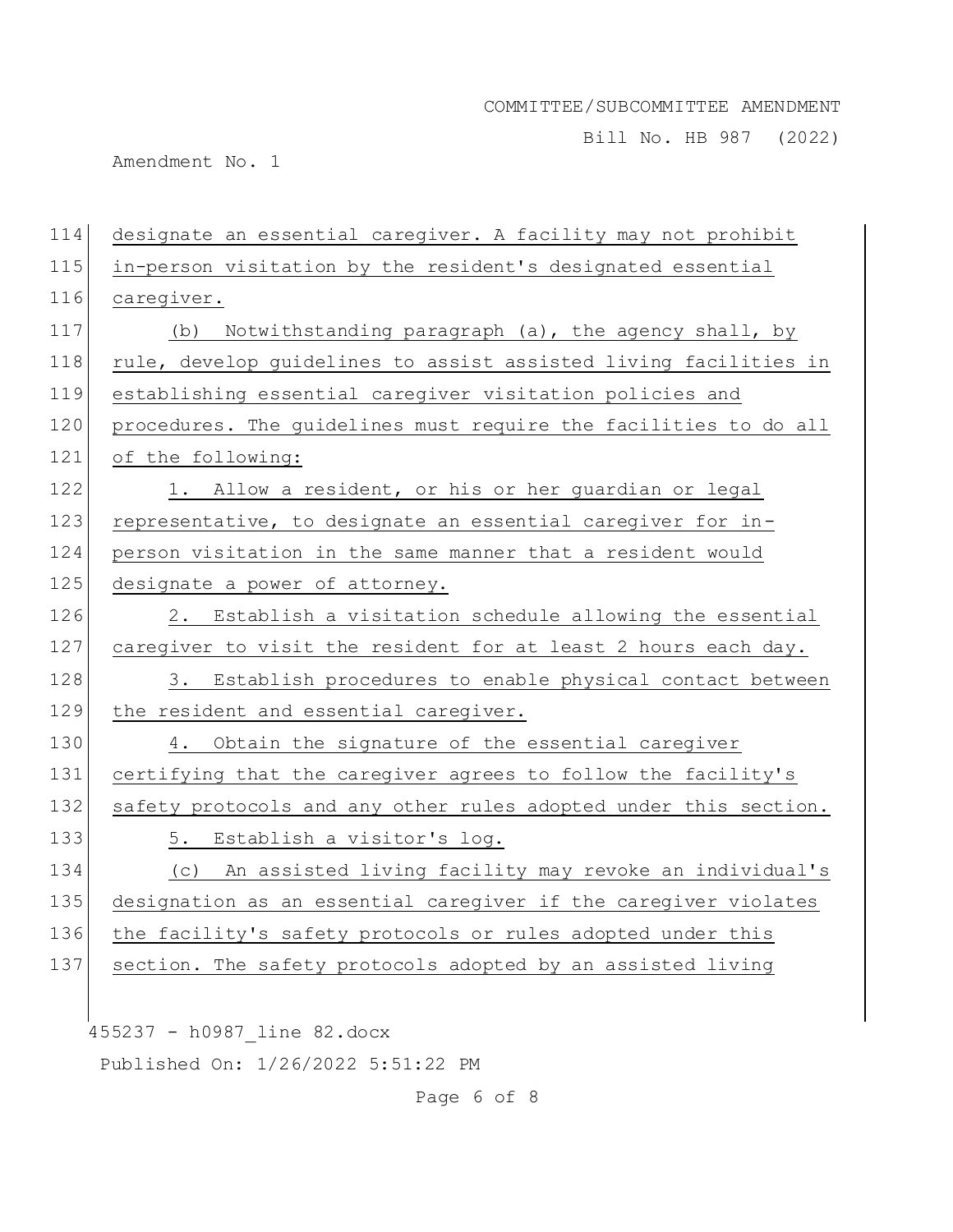designate an essential caregiver. A facility may not prohibit in-person visitation by the resident's designated essential caregiver.

(b) Notwithstanding paragraph (a), the agency shall, by rule, develop guidelines to assist assisted living facilities in establishing essential caregiver visitation policies and procedures. The guidelines must require the facilities to do all of the following:

1. Allow a resident, or his or her guardian or legal representative, to designate an essential caregiver for in-person visitation in the same manner that a resident would designate a power of attorney.

2. Establish a visitation schedule allowing the essential caregiver to visit the resident for at least 2 hours each day.

3. Establish procedures to enable physical contact between the resident and essential caregiver.

4. Obtain the signature of the essential caregiver certifying that the caregiver agrees to follow the facility's safety protocols and any other rules adopted under this section.

5. Establish a visitor's log.

(c) An assisted living facility may revoke an individual's designation as an essential caregiver if the caregiver violates the facility's safety protocols or rules adopted under this section. The safety protocols adopted by an assisted living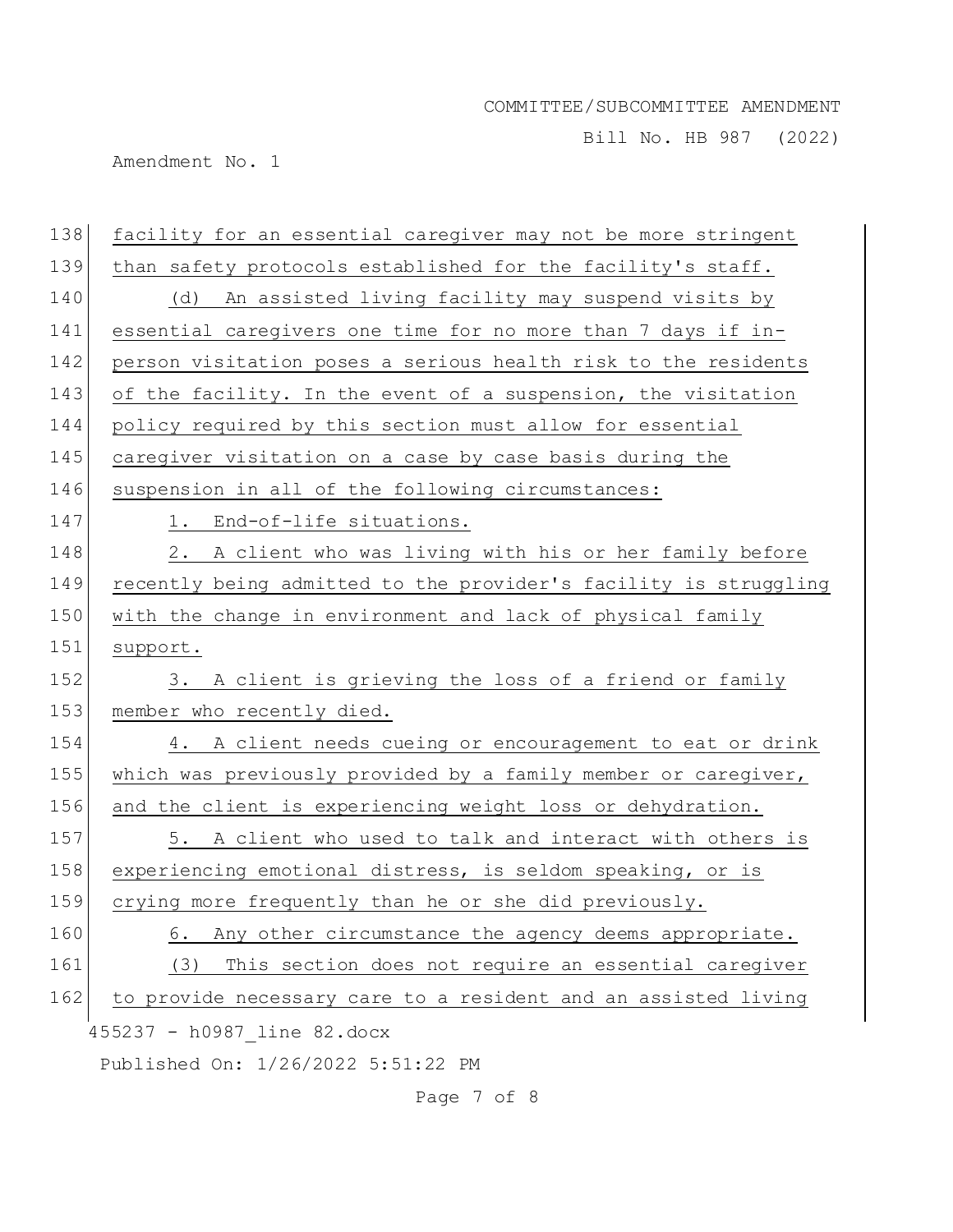facility for an essential caregiver may not be more stringent than safety protocols established for the facility's staff.

(d) An assisted living facility may suspend visits by essential caregivers one time for no more than 7 days if in-person visitation poses a serious health risk to the residents of the facility. In the event of a suspension, the visitation policy required by this section must allow for essential caregiver visitation on a case by case basis during the suspension in all of the following circumstances:

1. End-of-life situations.

2. A client who was living with his or her family before recently being admitted to the provider's facility is struggling with the change in environment and lack of physical family support.

3. A client is grieving the loss of a friend or family member who recently died.

4. A client needs cueing or encouragement to eat or drink which was previously provided by a family member or caregiver, and the client is experiencing weight loss or dehydration.

5. A client who used to talk and interact with others is experiencing emotional distress, is seldom speaking, or is crying more frequently than he or she did previously.

6. Any other circumstance the agency deems appropriate.

(3) This section does not require an essential caregiver to provide necessary care to a resident and an assisted living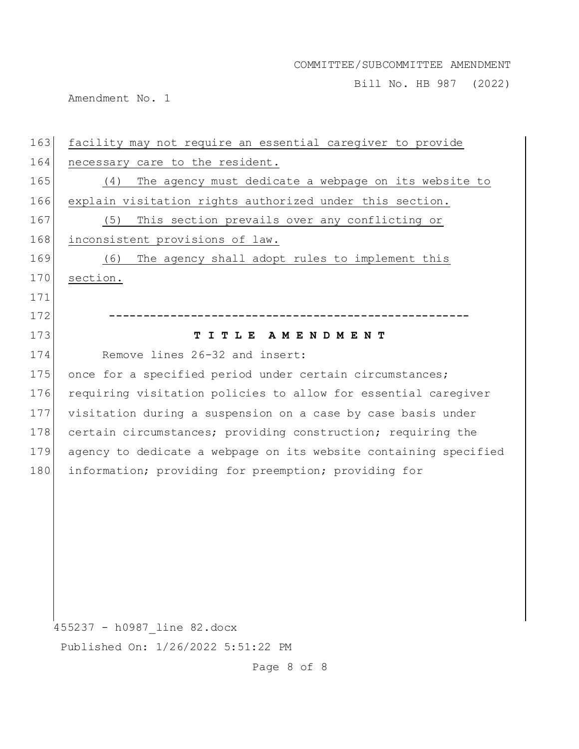facility may not require an essential caregiver to provide necessary care to the resident.

(4) The agency must dedicate a webpage on its website to explain visitation rights authorized under this section.

(5) This section prevails over any conflicting or inconsistent provisions of law.

(6) The agency shall adopt rules to implement this section.

-----------------------------------------------------

**T I T L E A M E N D M E N T**

Remove lines 26-32 and insert:

once for a specified period under certain circumstances; requiring visitation policies to allow for essential caregiver visitation during a suspension on a case by case basis under certain circumstances; providing construction; requiring the agency to dedicate a webpage on its website containing specified information; providing for preemption; providing for